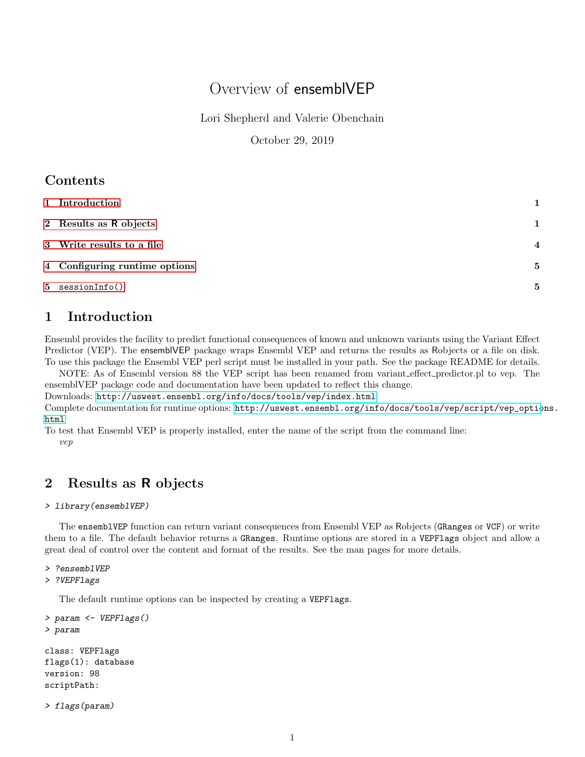# Overview of ensemblVEP

Lori Shepherd and Valerie Obenchain

October 29, 2019

## Contents

1 Introduction — 1

2 Results as R objects — 1

3 Write results to a file — 4

4 Configuring runtime options — 5

5 sessionInfo() — 5

## 1 Introduction

Ensembl provides the facility to predict functional consequences of known and unknown variants using the Variant Effect Predictor (VEP). The ensemblVEP package wraps Ensembl VEP and returns the results as Robjects or a file on disk. To use this package the Ensembl VEP perl script must be installed in your path. See the package README for details.

NOTE: As of Ensembl version 88 the VEP script has been renamed from variant_effect_predictor.pl to vep. The ensemblVEP package code and documentation have been updated to reflect this change.

Downloads: http://uswest.ensembl.org/info/docs/tools/vep/index.html

Complete documentation for runtime options: http://uswest.ensembl.org/info/docs/tools/vep/script/vep_options.html

To test that Ensembl VEP is properly installed, enter the name of the script from the command line:

*vep*

## 2 Results as R objects

```
> library(ensemblVEP)
```

The ensemblVEP function can return variant consequences from Ensembl VEP as Robjects (GRanges or VCF) or write them to a file. The default behavior returns a GRanges. Runtime options are stored in a VEPFlags object and allow a great deal of control over the content and format of the results. See the man pages for more details.

```
> ?ensemblVEP
> ?VEPFlags
```

The default runtime options can be inspected by creating a VEPFlags.

```
> param <- VEPFlags()
> param

class: VEPFlags
flags(1): database
version: 98
scriptPath:

> flags(param)
```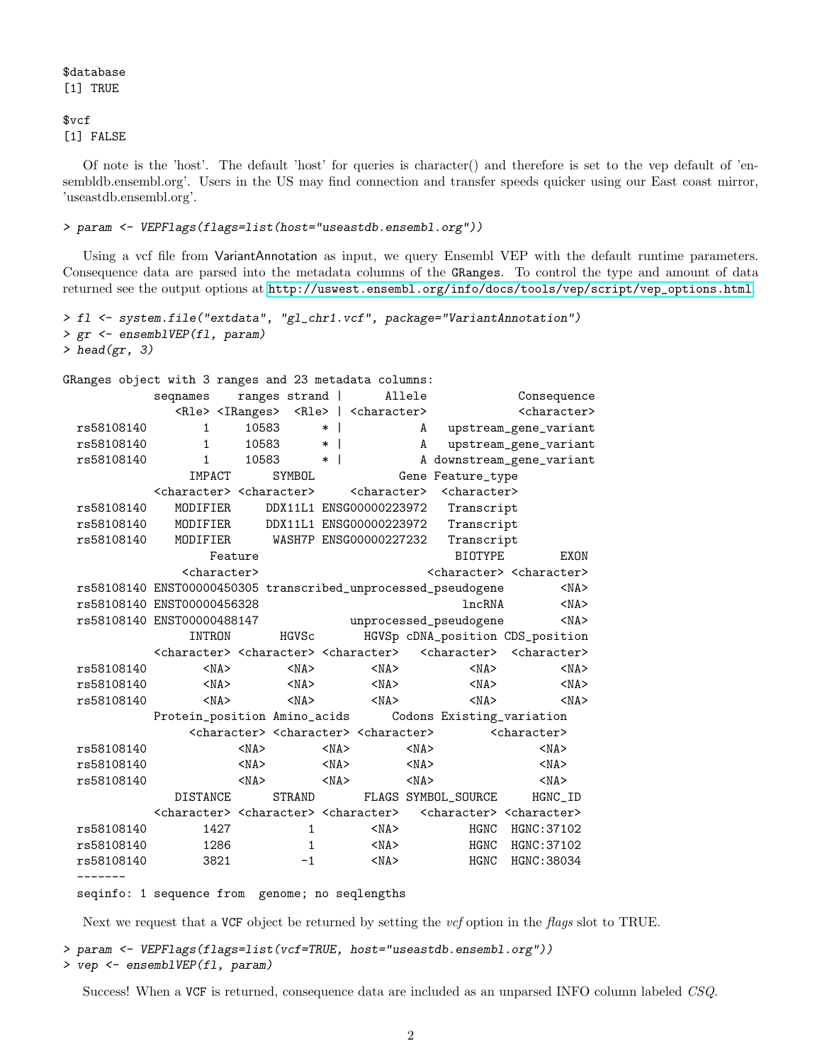```
$database
[1] TRUE

$vcf
[1] FALSE
```

Of note is the 'host'. The default 'host' for queries is character() and therefore is set to the vep default of 'ensembldb.ensembl.org'. Users in the US may find connection and transfer speeds quicker using our East coast mirror, 'useastdb.ensembl.org'.

```
> param <- VEPFlags(flags=list(host="useastdb.ensembl.org"))
```

Using a vcf file from VariantAnnotation as input, we query Ensembl VEP with the default runtime parameters. Consequence data are parsed into the metadata columns of the GRanges. To control the type and amount of data returned see the output options at http://uswest.ensembl.org/info/docs/tools/vep/script/vep_options.html.

```
> fl <- system.file("extdata", "gl_chr1.vcf", package="VariantAnnotation")
> gr <- ensemblVEP(fl, param)
> head(gr, 3)

GRanges object with 3 ranges and 23 metadata columns:
            seqnames    ranges strand |      Allele             Consequence
               <Rle> <IRanges>  <Rle> | <character>             <character>
  rs58108140       1     10583      * |           A   upstream_gene_variant
  rs58108140       1     10583      * |           A   upstream_gene_variant
  rs58108140       1     10583      * |           A downstream_gene_variant
                 IMPACT      SYMBOL            Gene Feature_type
            <character> <character>     <character>  <character>
  rs58108140    MODIFIER     DDX11L1 ENSG00000223972   Transcript
  rs58108140    MODIFIER     DDX11L1 ENSG00000223972   Transcript
  rs58108140    MODIFIER      WASH7P ENSG00000227232   Transcript
                     Feature                           BIOTYPE        EXON
                 <character>                       <character> <character>
  rs58108140 ENST00000450305 transcribed_unprocessed_pseudogene        <NA>
  rs58108140 ENST00000456328                            lncRNA        <NA>
  rs58108140 ENST00000488147             unprocessed_pseudogene        <NA>
                 INTRON       HGVSc       HGVSp cDNA_position CDS_position
            <character> <character> <character>   <character>  <character>
  rs58108140        <NA>        <NA>        <NA>          <NA>         <NA>
  rs58108140        <NA>        <NA>        <NA>          <NA>         <NA>
  rs58108140        <NA>        <NA>        <NA>          <NA>         <NA>
            Protein_position Amino_acids      Codons Existing_variation
                 <character> <character> <character>        <character>
  rs58108140             <NA>        <NA>        <NA>               <NA>
  rs58108140             <NA>        <NA>        <NA>               <NA>
  rs58108140             <NA>        <NA>        <NA>               <NA>
               DISTANCE      STRAND       FLAGS SYMBOL_SOURCE     HGNC_ID
            <character> <character> <character>   <character> <character>
  rs58108140        1427           1        <NA>          HGNC  HGNC:37102
  rs58108140        1286           1        <NA>          HGNC  HGNC:37102
  rs58108140        3821          -1        <NA>          HGNC  HGNC:38034
  -------
  seqinfo: 1 sequence from  genome; no seqlengths
```

Next we request that a VCF object be returned by setting the *vcf* option in the *flags* slot to TRUE.

```
> param <- VEPFlags(flags=list(vcf=TRUE, host="useastdb.ensembl.org"))
> vep <- ensemblVEP(fl, param)
```

Success! When a VCF is returned, consequence data are included as an unparsed INFO column labeled *CSQ*.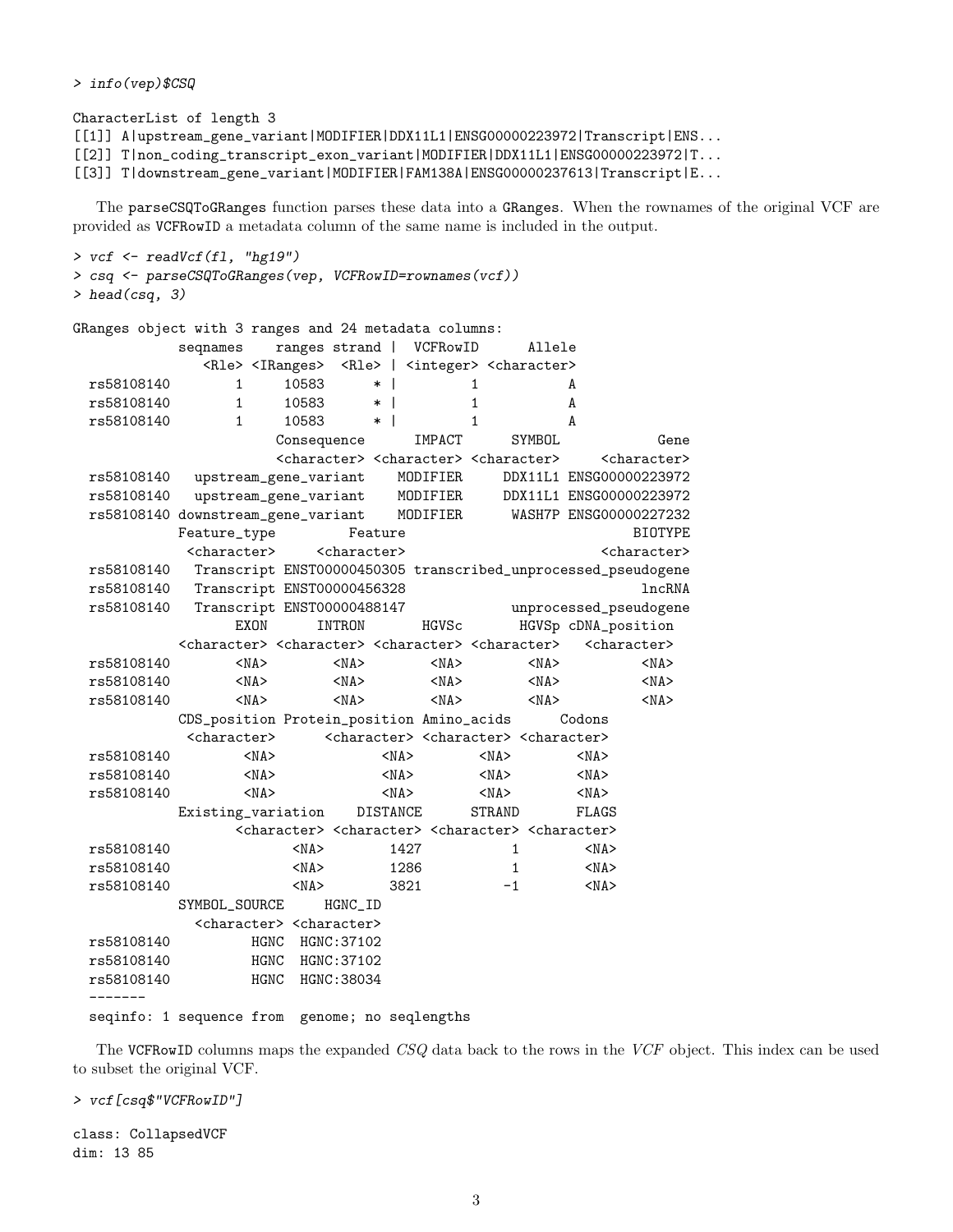```
> info(vep)$CSQ

CharacterList of length 3
[[1]] A|upstream_gene_variant|MODIFIER|DDX11L1|ENSG00000223972|Transcript|ENS...
[[2]] T|non_coding_transcript_exon_variant|MODIFIER|DDX11L1|ENSG00000223972|T...
[[3]] T|downstream_gene_variant|MODIFIER|FAM138A|ENSG00000237613|Transcript|E...
```

The parseCSQToGRanges function parses these data into a GRanges. When the rownames of the original VCF are provided as VCFRowID a metadata column of the same name is included in the output.

```
> vcf <- readVcf(fl, "hg19")
> csq <- parseCSQToGRanges(vep, VCFRowID=rownames(vcf))
> head(csq, 3)

GRanges object with 3 ranges and 24 metadata columns:
            seqnames    ranges strand |  VCFRowID      Allele
               <Rle> <IRanges>  <Rle> | <integer> <character>
  rs58108140       1     10583      * |         1           A
  rs58108140       1     10583      * |         1           A
  rs58108140       1     10583      * |         1           A
                         Consequence      IMPACT      SYMBOL            Gene
                         <character> <character> <character>     <character>
  rs58108140   upstream_gene_variant    MODIFIER     DDX11L1 ENSG00000223972
  rs58108140   upstream_gene_variant    MODIFIER     DDX11L1 ENSG00000223972
  rs58108140 downstream_gene_variant    MODIFIER      WASH7P ENSG00000227232
            Feature_type         Feature                            BIOTYPE
             <character>     <character>                        <character>
  rs58108140   Transcript ENST00000450305 transcribed_unprocessed_pseudogene
  rs58108140   Transcript ENST00000456328                             lncRNA
  rs58108140   Transcript ENST00000488147             unprocessed_pseudogene
                    EXON      INTRON       HGVSc       HGVSp cDNA_position
             <character> <character> <character> <character>   <character>
  rs58108140        <NA>        <NA>        <NA>        <NA>          <NA>
  rs58108140        <NA>        <NA>        <NA>        <NA>          <NA>
  rs58108140        <NA>        <NA>        <NA>        <NA>          <NA>
            CDS_position Protein_position Amino_acids      Codons
             <character>      <character> <character> <character>
  rs58108140         <NA>             <NA>        <NA>        <NA>
  rs58108140         <NA>             <NA>        <NA>        <NA>
  rs58108140         <NA>             <NA>        <NA>        <NA>
            Existing_variation    DISTANCE      STRAND       FLAGS
                   <character> <character> <character> <character>
  rs58108140              <NA>        1427           1        <NA>
  rs58108140              <NA>        1286           1        <NA>
  rs58108140              <NA>        3821          -1        <NA>
            SYMBOL_SOURCE     HGNC_ID
              <character> <character>
  rs58108140          HGNC  HGNC:37102
  rs58108140          HGNC  HGNC:37102
  rs58108140          HGNC  HGNC:38034
  -------
  seqinfo: 1 sequence from  genome; no seqlengths
```

The VCFRowID columns maps the expanded *CSQ* data back to the rows in the *VCF* object. This index can be used to subset the original VCF.

```
> vcf[csq$"VCFRowID"]

class: CollapsedVCF
dim: 13 85
```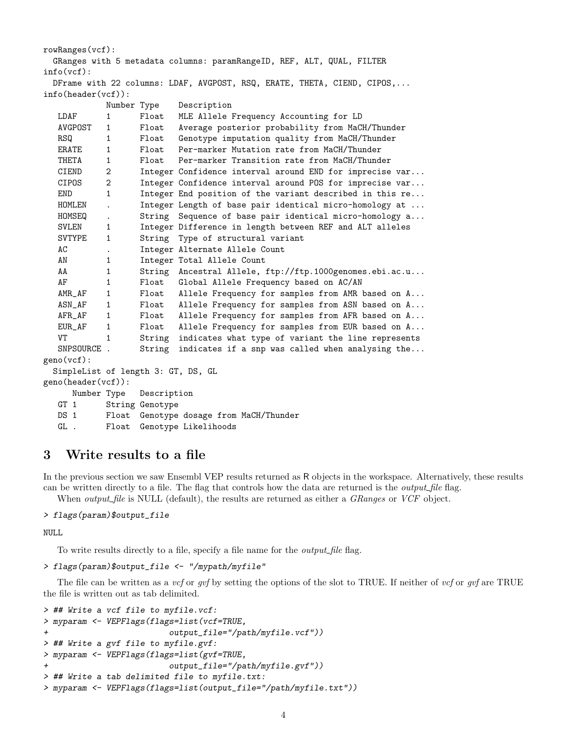```
rowRanges(vcf):
  GRanges with 5 metadata columns: paramRangeID, REF, ALT, QUAL, FILTER
info(vcf):
  DFrame with 22 columns: LDAF, AVGPOST, RSQ, ERATE, THETA, CIEND, CIPOS,...
info(header(vcf)):
             Number Type    Description
   LDAF      1      Float   MLE Allele Frequency Accounting for LD
   AVGPOST   1      Float   Average posterior probability from MaCH/Thunder
   RSQ       1      Float   Genotype imputation quality from MaCH/Thunder
   ERATE     1      Float   Per-marker Mutation rate from MaCH/Thunder
   THETA     1      Float   Per-marker Transition rate from MaCH/Thunder
   CIEND     2      Integer Confidence interval around END for imprecise var...
   CIPOS     2      Integer Confidence interval around POS for imprecise var...
   END       1      Integer End position of the variant described in this re...
   HOMLEN    .      Integer Length of base pair identical micro-homology at ...
   HOMSEQ    .      String  Sequence of base pair identical micro-homology a...
   SVLEN     1      Integer Difference in length between REF and ALT alleles
   SVTYPE    1      String  Type of structural variant
   AC        .      Integer Alternate Allele Count
   AN        1      Integer Total Allele Count
   AA        1      String  Ancestral Allele, ftp://ftp.1000genomes.ebi.ac.u...
   AF        1      Float   Global Allele Frequency based on AC/AN
   AMR_AF    1      Float   Allele Frequency for samples from AMR based on A...
   ASN_AF    1      Float   Allele Frequency for samples from ASN based on A...
   AFR_AF    1      Float   Allele Frequency for samples from AFR based on A...
   EUR_AF    1      Float   Allele Frequency for samples from EUR based on A...
   VT        1      String  indicates what type of variant the line represents
   SNPSOURCE .      String  indicates if a snp was called when analysing the...
geno(vcf):
  SimpleList of length 3: GT, DS, GL
geno(header(vcf)):
      Number Type   Description
   GT 1      String Genotype
   DS 1      Float  Genotype dosage from MaCH/Thunder
   GL .      Float  Genotype Likelihoods
```

# 3 Write results to a file

In the previous section we saw Ensembl VEP results returned as R objects in the workspace. Alternatively, these results can be written directly to a file. The flag that controls how the data are returned is the *output_file* flag.

When *output_file* is NULL (default), the results are returned as either a *GRanges* or *VCF* object.

```
> flags(param)$output_file
NULL
```

To write results directly to a file, specify a file name for the *output_file* flag.

```
> flags(param)$output_file <- "/mypath/myfile"
```

The file can be written as a *vcf* or *gvf* by setting the options of the slot to TRUE. If neither of *vcf* or *gvf* are TRUE the file is written out as tab delimited.

```
> ## Write a vcf file to myfile.vcf:
> myparam <- VEPFlags(flags=list(vcf=TRUE,
+                        output_file="/path/myfile.vcf"))
> ## Write a gvf file to myfile.gvf:
> myparam <- VEPFlags(flags=list(gvf=TRUE,
+                        output_file="/path/myfile.gvf"))
> ## Write a tab delimited file to myfile.txt:
> myparam <- VEPFlags(flags=list(output_file="/path/myfile.txt"))
```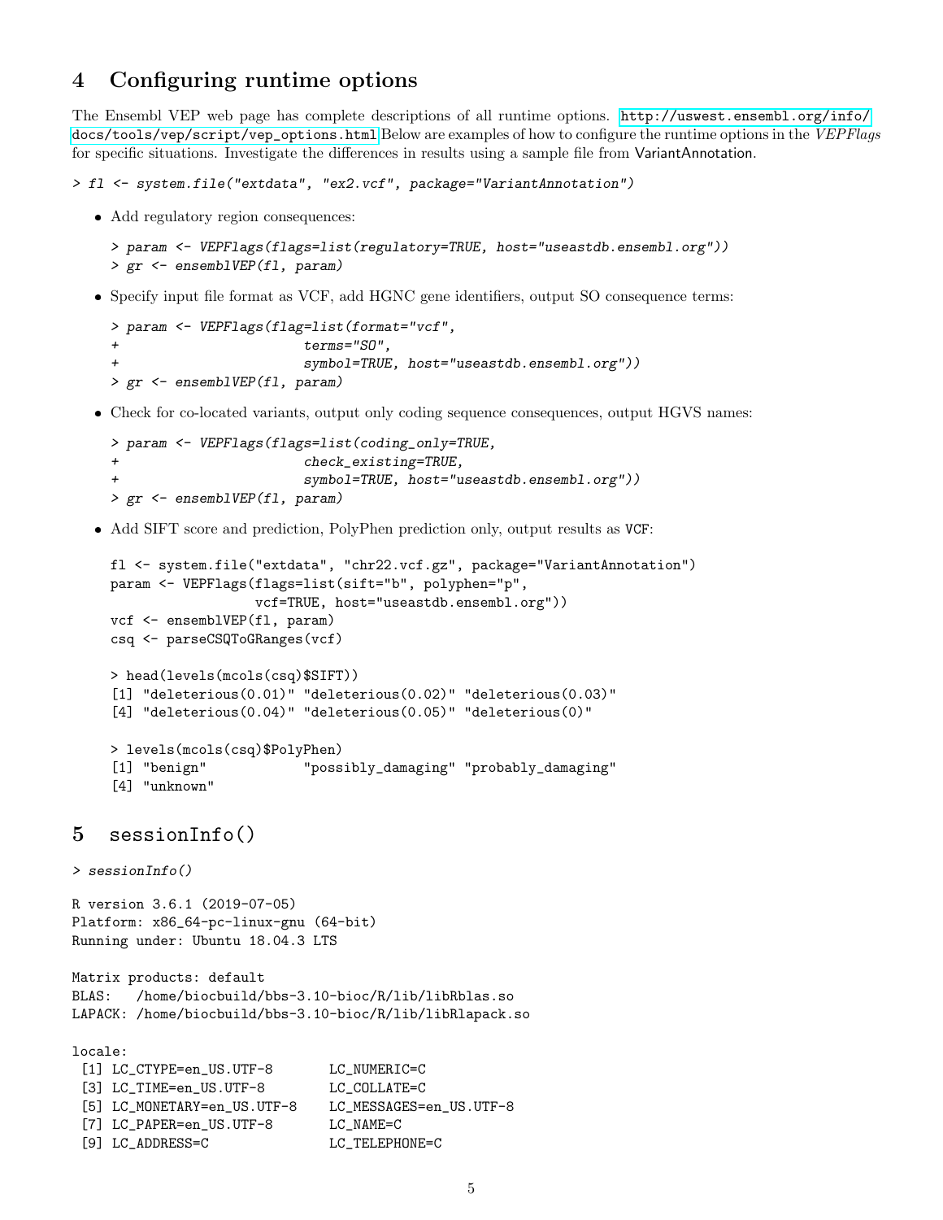## 4 Configuring runtime options

The Ensembl VEP web page has complete descriptions of all runtime options. http://uswest.ensembl.org/info/docs/tools/vep/script/vep_options.html Below are examples of how to configure the runtime options in the *VEPFlags* for specific situations. Investigate the differences in results using a sample file from VariantAnnotation.

```
> fl <- system.file("extdata", "ex2.vcf", package="VariantAnnotation")
```

- Add regulatory region consequences:

```
> param <- VEPFlags(flags=list(regulatory=TRUE, host="useastdb.ensembl.org"))
> gr <- ensemblVEP(fl, param)
```

- Specify input file format as VCF, add HGNC gene identifiers, output SO consequence terms:

```
> param <- VEPFlags(flag=list(format="vcf",
+                        terms="SO",
+                        symbol=TRUE, host="useastdb.ensembl.org"))
> gr <- ensemblVEP(fl, param)
```

- Check for co-located variants, output only coding sequence consequences, output HGVS names:

```
> param <- VEPFlags(flags=list(coding_only=TRUE,
+                        check_existing=TRUE,
+                        symbol=TRUE, host="useastdb.ensembl.org"))
> gr <- ensemblVEP(fl, param)
```

- Add SIFT score and prediction, PolyPhen prediction only, output results as VCF:

```
fl <- system.file("extdata", "chr22.vcf.gz", package="VariantAnnotation")
param <- VEPFlags(flags=list(sift="b", polyphen="p",
                  vcf=TRUE, host="useastdb.ensembl.org"))
vcf <- ensemblVEP(fl, param)
csq <- parseCSQToGRanges(vcf)

> head(levels(mcols(csq)$SIFT))
[1] "deleterious(0.01)" "deleterious(0.02)" "deleterious(0.03)"
[4] "deleterious(0.04)" "deleterious(0.05)" "deleterious(0)"

> levels(mcols(csq)$PolyPhen)
[1] "benign"            "possibly_damaging" "probably_damaging"
[4] "unknown"
```

## 5 sessionInfo()

```
> sessionInfo()
```

```
R version 3.6.1 (2019-07-05)
Platform: x86_64-pc-linux-gnu (64-bit)
Running under: Ubuntu 18.04.3 LTS

Matrix products: default
BLAS:   /home/biocbuild/bbs-3.10-bioc/R/lib/libRblas.so
LAPACK: /home/biocbuild/bbs-3.10-bioc/R/lib/libRlapack.so

locale:
 [1] LC_CTYPE=en_US.UTF-8       LC_NUMERIC=C
 [3] LC_TIME=en_US.UTF-8        LC_COLLATE=C
 [5] LC_MONETARY=en_US.UTF-8    LC_MESSAGES=en_US.UTF-8
 [7] LC_PAPER=en_US.UTF-8       LC_NAME=C
 [9] LC_ADDRESS=C               LC_TELEPHONE=C
```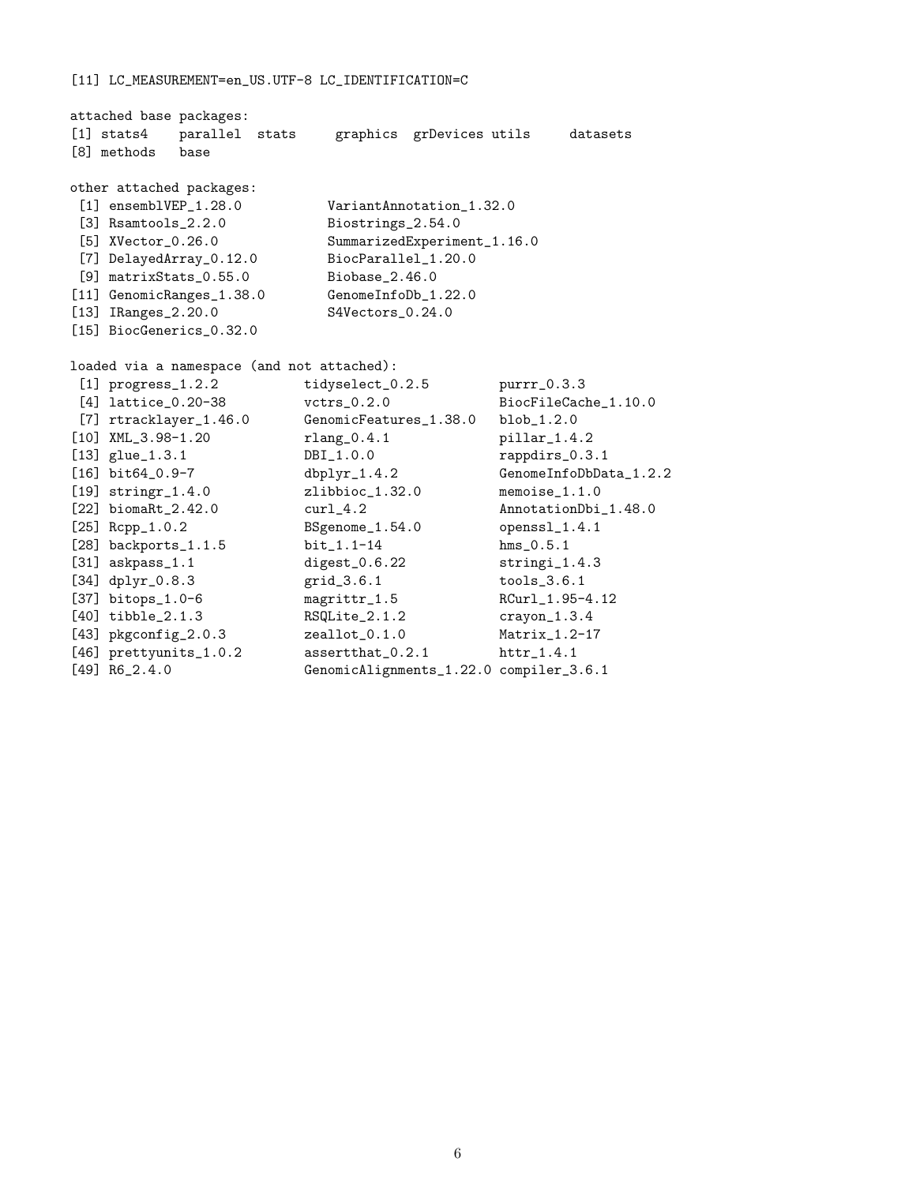```
[11] LC_MEASUREMENT=en_US.UTF-8 LC_IDENTIFICATION=C

attached base packages:
[1] stats4    parallel  stats     graphics  grDevices utils     datasets
[8] methods   base

other attached packages:
 [1] ensemblVEP_1.28.0           VariantAnnotation_1.32.0
 [3] Rsamtools_2.2.0             Biostrings_2.54.0
 [5] XVector_0.26.0              SummarizedExperiment_1.16.0
 [7] DelayedArray_0.12.0         BiocParallel_1.20.0
 [9] matrixStats_0.55.0          Biobase_2.46.0
[11] GenomicRanges_1.38.0        GenomeInfoDb_1.22.0
[13] IRanges_2.20.0              S4Vectors_0.24.0
[15] BiocGenerics_0.32.0

loaded via a namespace (and not attached):
 [1] progress_1.2.2           tidyselect_0.2.5         purrr_0.3.3
 [4] lattice_0.20-38          vctrs_0.2.0              BiocFileCache_1.10.0
 [7] rtracklayer_1.46.0       GenomicFeatures_1.38.0   blob_1.2.0
[10] XML_3.98-1.20            rlang_0.4.1              pillar_1.4.2
[13] glue_1.3.1               DBI_1.0.0                rappdirs_0.3.1
[16] bit64_0.9-7              dbplyr_1.4.2             GenomeInfoDbData_1.2.2
[19] stringr_1.4.0            zlibbioc_1.32.0          memoise_1.1.0
[22] biomaRt_2.42.0           curl_4.2                 AnnotationDbi_1.48.0
[25] Rcpp_1.0.2               BSgenome_1.54.0          openssl_1.4.1
[28] backports_1.1.5          bit_1.1-14               hms_0.5.1
[31] askpass_1.1              digest_0.6.22            stringi_1.4.3
[34] dplyr_0.8.3              grid_3.6.1               tools_3.6.1
[37] bitops_1.0-6             magrittr_1.5             RCurl_1.95-4.12
[40] tibble_2.1.3             RSQLite_2.1.2            crayon_1.3.4
[43] pkgconfig_2.0.3          zeallot_0.1.0            Matrix_1.2-17
[46] prettyunits_1.0.2        assertthat_0.2.1         httr_1.4.1
[49] R6_2.4.0                 GenomicAlignments_1.22.0 compiler_3.6.1
```